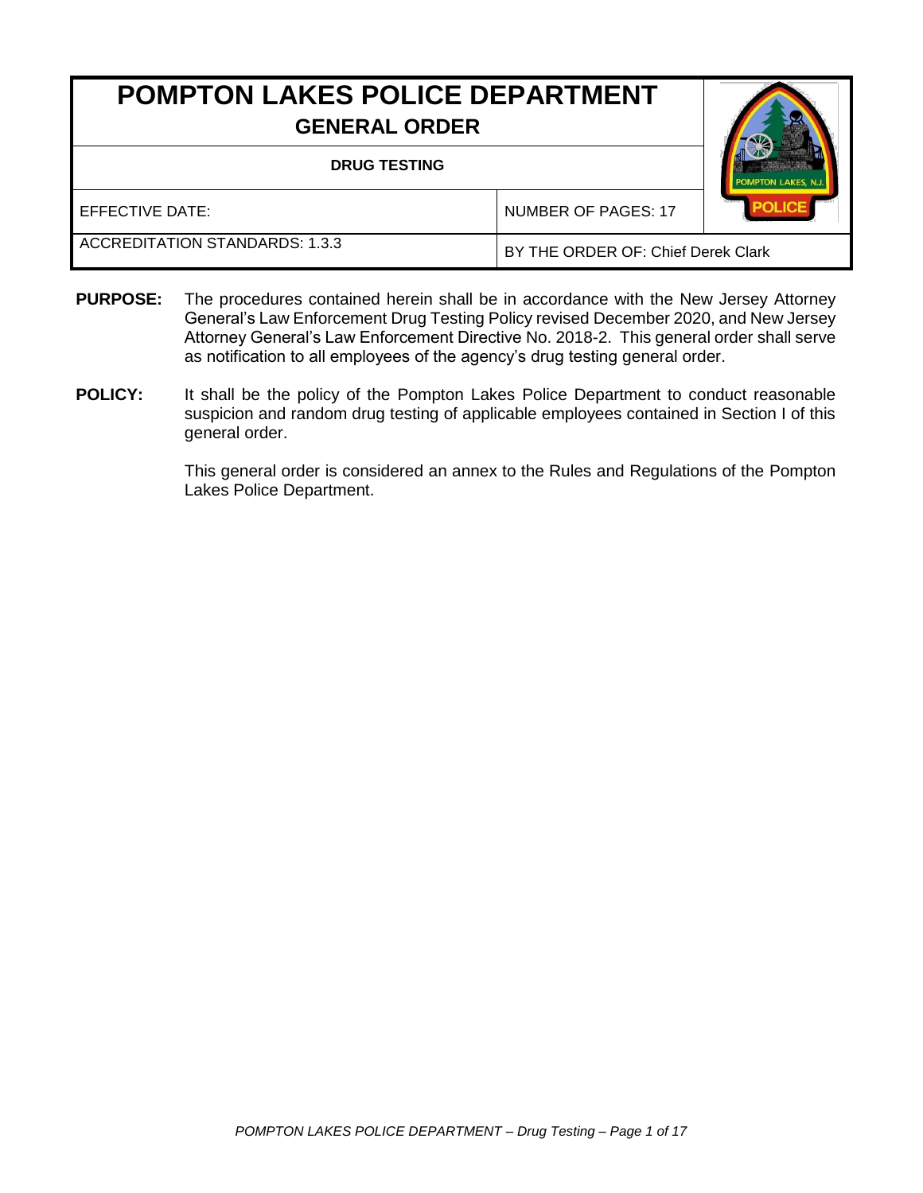# POMPTON LAKES POLICE DEPARTMENT

## GENERAL ORDER

| DRUG TESTING | |
|---|---|
| EFFECTIVE DATE: | NUMBER OF PAGES: 17 |
| ACCREDITATION STANDARDS: 1.3.3 | BY THE ORDER OF: Chief Derek Clark |

**PURPOSE:** The procedures contained herein shall be in accordance with the New Jersey Attorney General's Law Enforcement Drug Testing Policy revised December 2020, and New Jersey Attorney General's Law Enforcement Directive No. 2018-2. This general order shall serve as notification to all employees of the agency's drug testing general order.

**POLICY:** It shall be the policy of the Pompton Lakes Police Department to conduct reasonable suspicion and random drug testing of applicable employees contained in Section I of this general order.

This general order is considered an annex to the Rules and Regulations of the Pompton Lakes Police Department.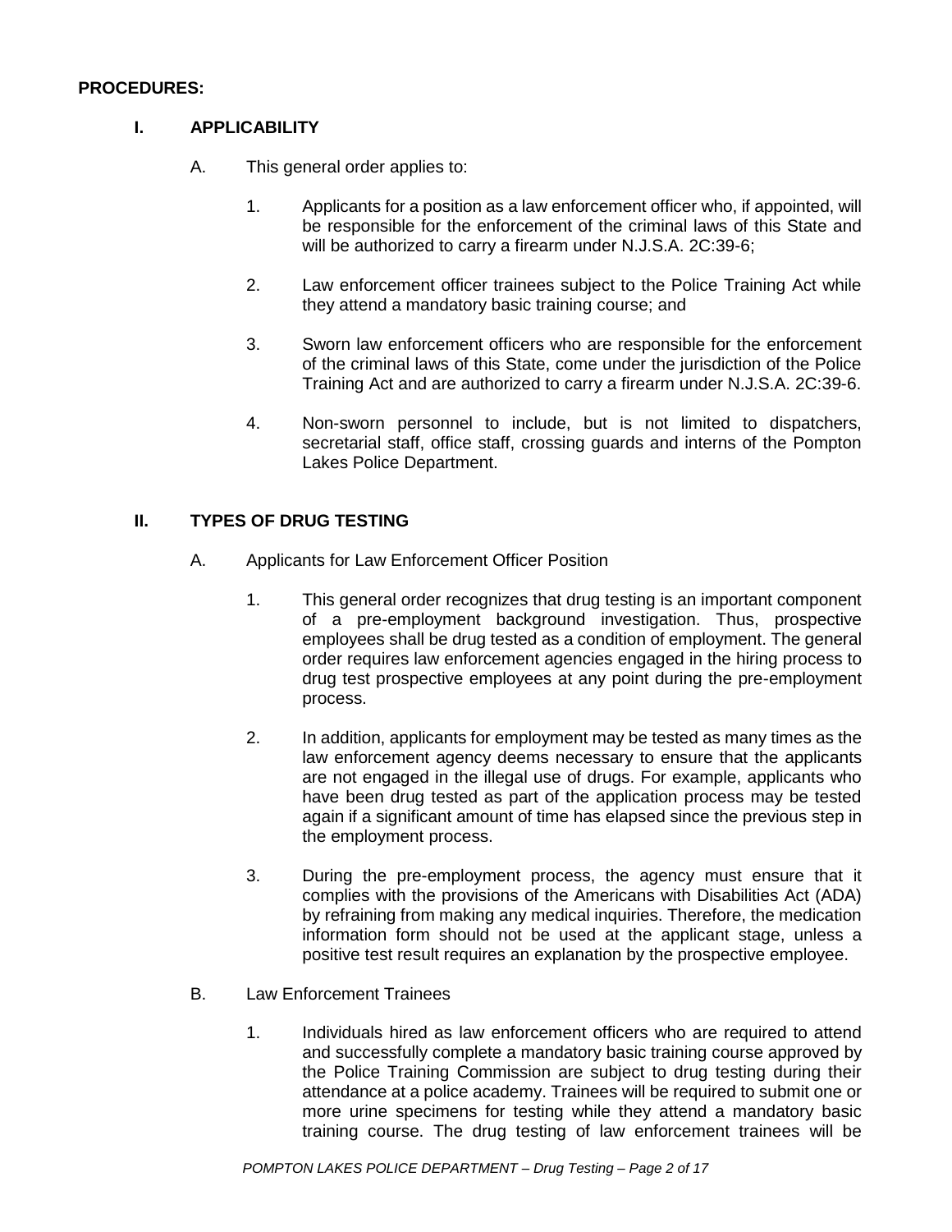**PROCEDURES:**

## I. APPLICABILITY

A. This general order applies to:

1. Applicants for a position as a law enforcement officer who, if appointed, will be responsible for the enforcement of the criminal laws of this State and will be authorized to carry a firearm under N.J.S.A. 2C:39-6;

2. Law enforcement officer trainees subject to the Police Training Act while they attend a mandatory basic training course; and

3. Sworn law enforcement officers who are responsible for the enforcement of the criminal laws of this State, come under the jurisdiction of the Police Training Act and are authorized to carry a firearm under N.J.S.A. 2C:39-6.

4. Non-sworn personnel to include, but is not limited to dispatchers, secretarial staff, office staff, crossing guards and interns of the Pompton Lakes Police Department.

## II. TYPES OF DRUG TESTING

A. Applicants for Law Enforcement Officer Position

1. This general order recognizes that drug testing is an important component of a pre-employment background investigation. Thus, prospective employees shall be drug tested as a condition of employment. The general order requires law enforcement agencies engaged in the hiring process to drug test prospective employees at any point during the pre-employment process.

2. In addition, applicants for employment may be tested as many times as the law enforcement agency deems necessary to ensure that the applicants are not engaged in the illegal use of drugs. For example, applicants who have been drug tested as part of the application process may be tested again if a significant amount of time has elapsed since the previous step in the employment process.

3. During the pre-employment process, the agency must ensure that it complies with the provisions of the Americans with Disabilities Act (ADA) by refraining from making any medical inquiries. Therefore, the medication information form should not be used at the applicant stage, unless a positive test result requires an explanation by the prospective employee.

B. Law Enforcement Trainees

1. Individuals hired as law enforcement officers who are required to attend and successfully complete a mandatory basic training course approved by the Police Training Commission are subject to drug testing during their attendance at a police academy. Trainees will be required to submit one or more urine specimens for testing while they attend a mandatory basic training course. The drug testing of law enforcement trainees will be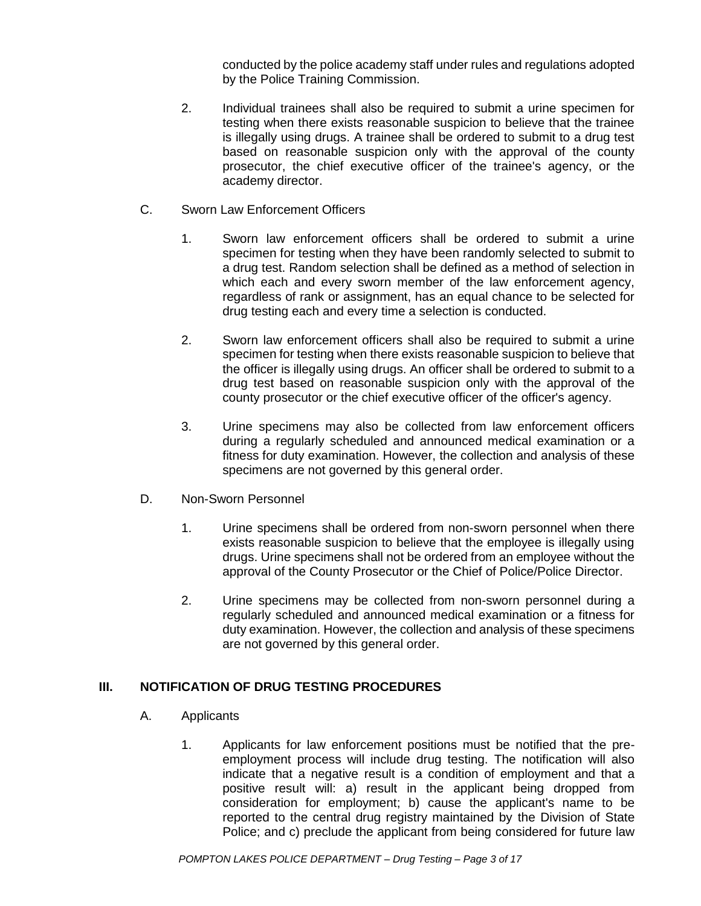conducted by the police academy staff under rules and regulations adopted by the Police Training Commission.

2. Individual trainees shall also be required to submit a urine specimen for testing when there exists reasonable suspicion to believe that the trainee is illegally using drugs. A trainee shall be ordered to submit to a drug test based on reasonable suspicion only with the approval of the county prosecutor, the chief executive officer of the trainee's agency, or the academy director.

C. Sworn Law Enforcement Officers

1. Sworn law enforcement officers shall be ordered to submit a urine specimen for testing when they have been randomly selected to submit to a drug test. Random selection shall be defined as a method of selection in which each and every sworn member of the law enforcement agency, regardless of rank or assignment, has an equal chance to be selected for drug testing each and every time a selection is conducted.

2. Sworn law enforcement officers shall also be required to submit a urine specimen for testing when there exists reasonable suspicion to believe that the officer is illegally using drugs. An officer shall be ordered to submit to a drug test based on reasonable suspicion only with the approval of the county prosecutor or the chief executive officer of the officer's agency.

3. Urine specimens may also be collected from law enforcement officers during a regularly scheduled and announced medical examination or a fitness for duty examination. However, the collection and analysis of these specimens are not governed by this general order.

D. Non-Sworn Personnel

1. Urine specimens shall be ordered from non-sworn personnel when there exists reasonable suspicion to believe that the employee is illegally using drugs. Urine specimens shall not be ordered from an employee without the approval of the County Prosecutor or the Chief of Police/Police Director.

2. Urine specimens may be collected from non-sworn personnel during a regularly scheduled and announced medical examination or a fitness for duty examination. However, the collection and analysis of these specimens are not governed by this general order.

## III. NOTIFICATION OF DRUG TESTING PROCEDURES

A. Applicants

1. Applicants for law enforcement positions must be notified that the pre-employment process will include drug testing. The notification will also indicate that a negative result is a condition of employment and that a positive result will: a) result in the applicant being dropped from consideration for employment; b) cause the applicant's name to be reported to the central drug registry maintained by the Division of State Police; and c) preclude the applicant from being considered for future law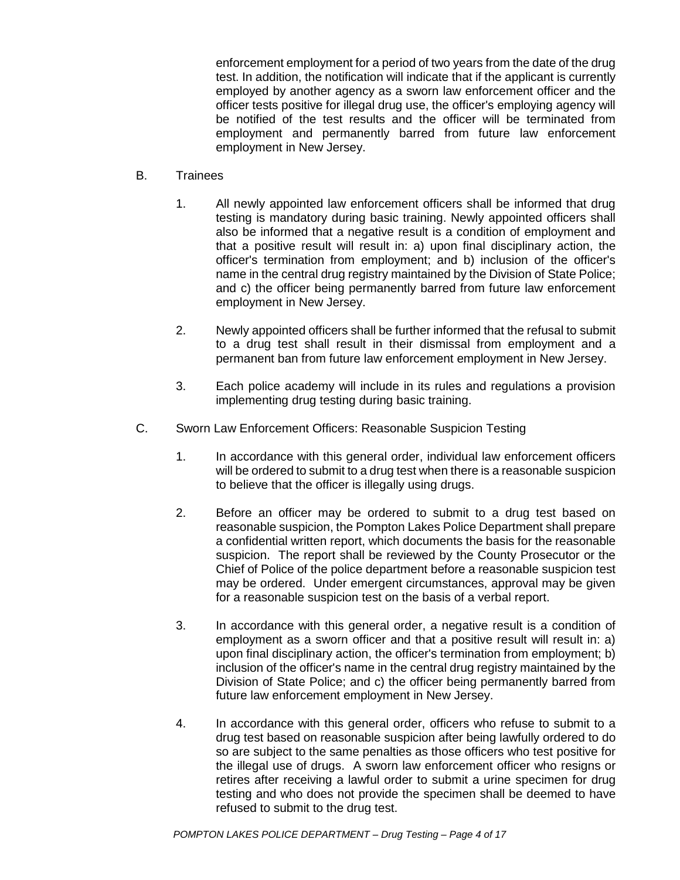enforcement employment for a period of two years from the date of the drug test. In addition, the notification will indicate that if the applicant is currently employed by another agency as a sworn law enforcement officer and the officer tests positive for illegal drug use, the officer's employing agency will be notified of the test results and the officer will be terminated from employment and permanently barred from future law enforcement employment in New Jersey.

B. Trainees

1. All newly appointed law enforcement officers shall be informed that drug testing is mandatory during basic training. Newly appointed officers shall also be informed that a negative result is a condition of employment and that a positive result will result in: a) upon final disciplinary action, the officer's termination from employment; and b) inclusion of the officer's name in the central drug registry maintained by the Division of State Police; and c) the officer being permanently barred from future law enforcement employment in New Jersey.

2. Newly appointed officers shall be further informed that the refusal to submit to a drug test shall result in their dismissal from employment and a permanent ban from future law enforcement employment in New Jersey.

3. Each police academy will include in its rules and regulations a provision implementing drug testing during basic training.

C. Sworn Law Enforcement Officers: Reasonable Suspicion Testing

1. In accordance with this general order, individual law enforcement officers will be ordered to submit to a drug test when there is a reasonable suspicion to believe that the officer is illegally using drugs.

2. Before an officer may be ordered to submit to a drug test based on reasonable suspicion, the Pompton Lakes Police Department shall prepare a confidential written report, which documents the basis for the reasonable suspicion. The report shall be reviewed by the County Prosecutor or the Chief of Police of the police department before a reasonable suspicion test may be ordered. Under emergent circumstances, approval may be given for a reasonable suspicion test on the basis of a verbal report.

3. In accordance with this general order, a negative result is a condition of employment as a sworn officer and that a positive result will result in: a) upon final disciplinary action, the officer's termination from employment; b) inclusion of the officer's name in the central drug registry maintained by the Division of State Police; and c) the officer being permanently barred from future law enforcement employment in New Jersey.

4. In accordance with this general order, officers who refuse to submit to a drug test based on reasonable suspicion after being lawfully ordered to do so are subject to the same penalties as those officers who test positive for the illegal use of drugs. A sworn law enforcement officer who resigns or retires after receiving a lawful order to submit a urine specimen for drug testing and who does not provide the specimen shall be deemed to have refused to submit to the drug test.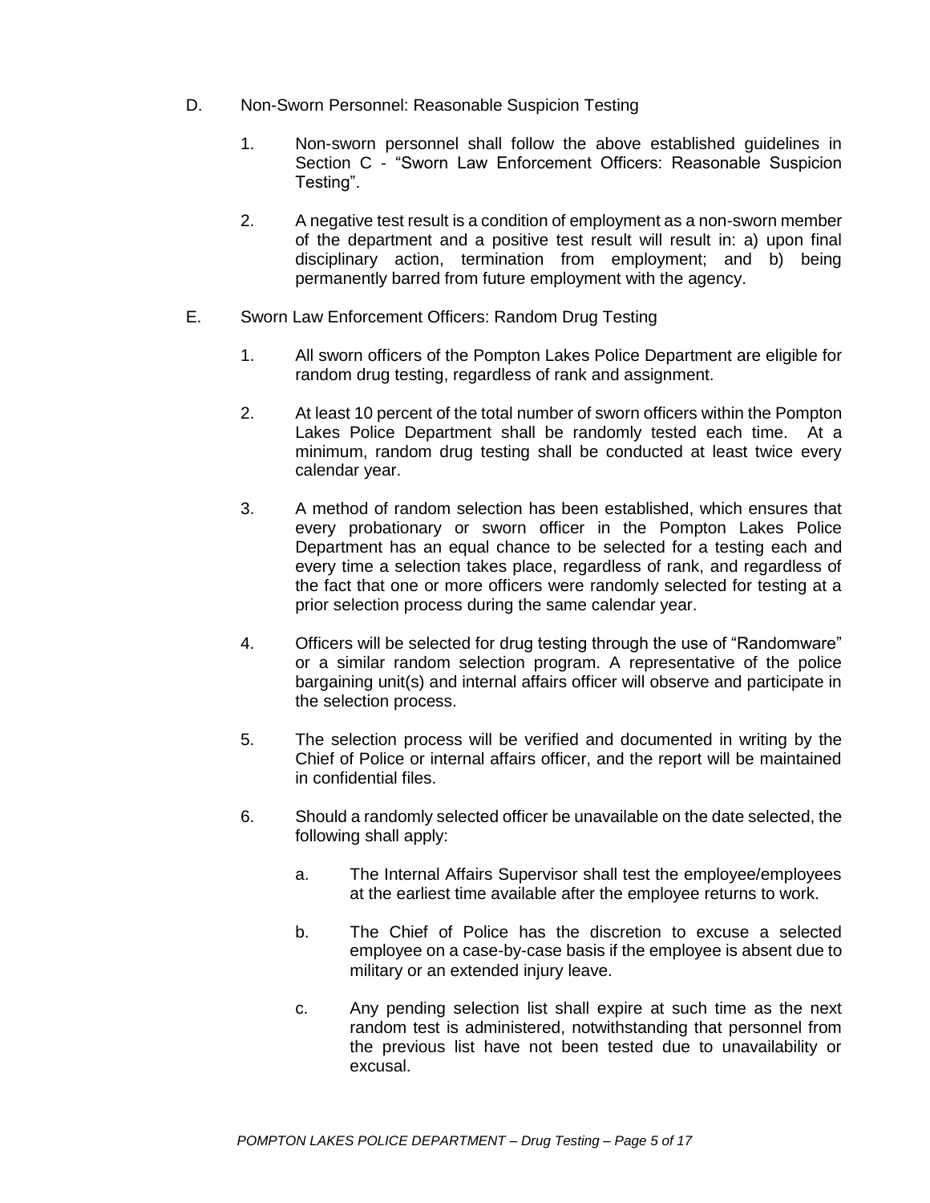D. Non-Sworn Personnel: Reasonable Suspicion Testing

1. Non-sworn personnel shall follow the above established guidelines in Section C - "Sworn Law Enforcement Officers: Reasonable Suspicion Testing".

2. A negative test result is a condition of employment as a non-sworn member of the department and a positive test result will result in: a) upon final disciplinary action, termination from employment; and b) being permanently barred from future employment with the agency.

E. Sworn Law Enforcement Officers: Random Drug Testing

1. All sworn officers of the Pompton Lakes Police Department are eligible for random drug testing, regardless of rank and assignment.

2. At least 10 percent of the total number of sworn officers within the Pompton Lakes Police Department shall be randomly tested each time. At a minimum, random drug testing shall be conducted at least twice every calendar year.

3. A method of random selection has been established, which ensures that every probationary or sworn officer in the Pompton Lakes Police Department has an equal chance to be selected for a testing each and every time a selection takes place, regardless of rank, and regardless of the fact that one or more officers were randomly selected for testing at a prior selection process during the same calendar year.

4. Officers will be selected for drug testing through the use of "Randomware" or a similar random selection program. A representative of the police bargaining unit(s) and internal affairs officer will observe and participate in the selection process.

5. The selection process will be verified and documented in writing by the Chief of Police or internal affairs officer, and the report will be maintained in confidential files.

6. Should a randomly selected officer be unavailable on the date selected, the following shall apply:

   a. The Internal Affairs Supervisor shall test the employee/employees at the earliest time available after the employee returns to work.

   b. The Chief of Police has the discretion to excuse a selected employee on a case-by-case basis if the employee is absent due to military or an extended injury leave.

   c. Any pending selection list shall expire at such time as the next random test is administered, notwithstanding that personnel from the previous list have not been tested due to unavailability or excusal.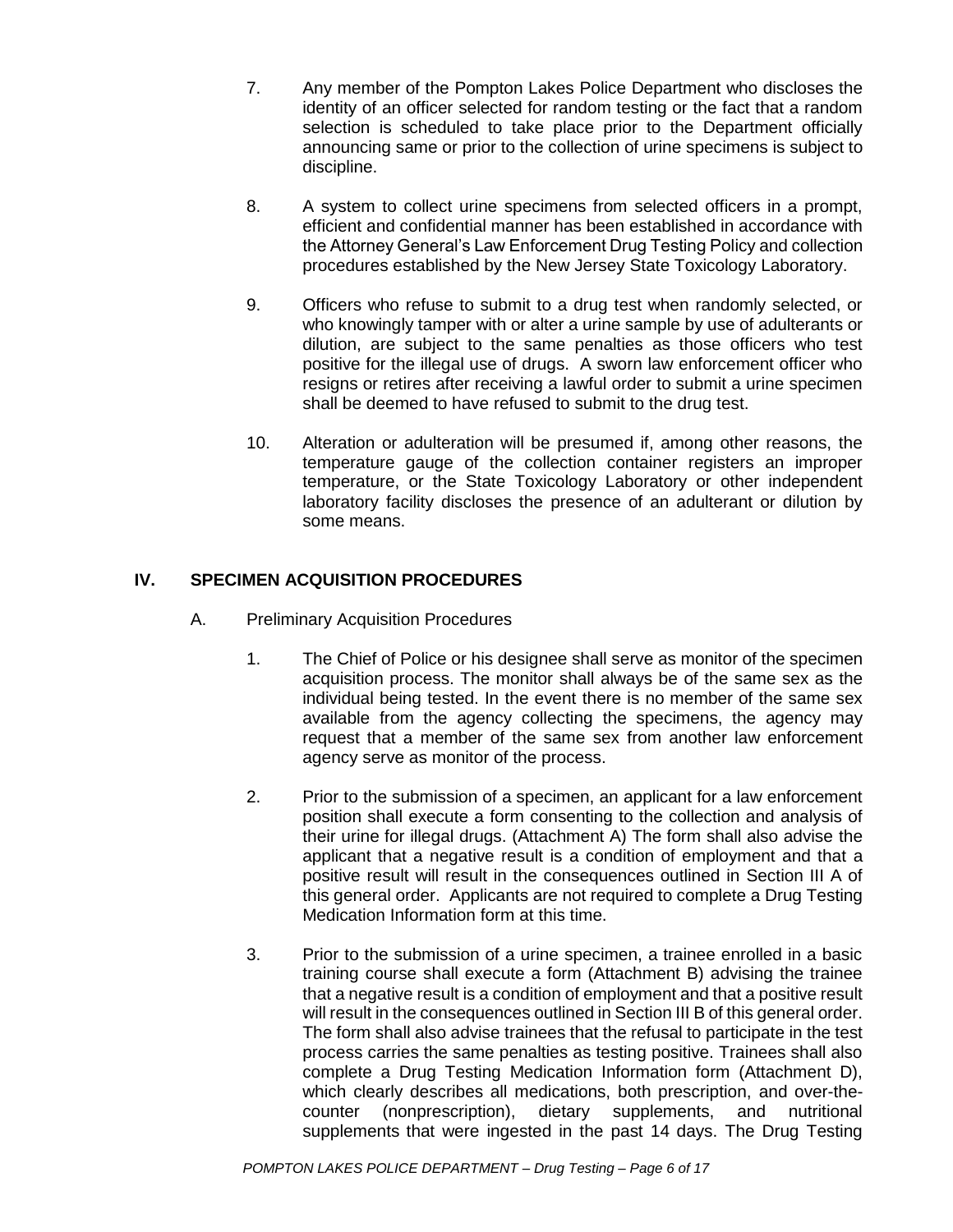7. Any member of the Pompton Lakes Police Department who discloses the identity of an officer selected for random testing or the fact that a random selection is scheduled to take place prior to the Department officially announcing same or prior to the collection of urine specimens is subject to discipline.

8. A system to collect urine specimens from selected officers in a prompt, efficient and confidential manner has been established in accordance with the Attorney General's Law Enforcement Drug Testing Policy and collection procedures established by the New Jersey State Toxicology Laboratory.

9. Officers who refuse to submit to a drug test when randomly selected, or who knowingly tamper with or alter a urine sample by use of adulterants or dilution, are subject to the same penalties as those officers who test positive for the illegal use of drugs. A sworn law enforcement officer who resigns or retires after receiving a lawful order to submit a urine specimen shall be deemed to have refused to submit to the drug test.

10. Alteration or adulteration will be presumed if, among other reasons, the temperature gauge of the collection container registers an improper temperature, or the State Toxicology Laboratory or other independent laboratory facility discloses the presence of an adulterant or dilution by some means.

## IV. SPECIMEN ACQUISITION PROCEDURES

A. Preliminary Acquisition Procedures

1. The Chief of Police or his designee shall serve as monitor of the specimen acquisition process. The monitor shall always be of the same sex as the individual being tested. In the event there is no member of the same sex available from the agency collecting the specimens, the agency may request that a member of the same sex from another law enforcement agency serve as monitor of the process.

2. Prior to the submission of a specimen, an applicant for a law enforcement position shall execute a form consenting to the collection and analysis of their urine for illegal drugs. (Attachment A) The form shall also advise the applicant that a negative result is a condition of employment and that a positive result will result in the consequences outlined in Section III A of this general order. Applicants are not required to complete a Drug Testing Medication Information form at this time.

3. Prior to the submission of a urine specimen, a trainee enrolled in a basic training course shall execute a form (Attachment B) advising the trainee that a negative result is a condition of employment and that a positive result will result in the consequences outlined in Section III B of this general order. The form shall also advise trainees that the refusal to participate in the test process carries the same penalties as testing positive. Trainees shall also complete a Drug Testing Medication Information form (Attachment D), which clearly describes all medications, both prescription, and over-the-counter (nonprescription), dietary supplements, and nutritional supplements that were ingested in the past 14 days. The Drug Testing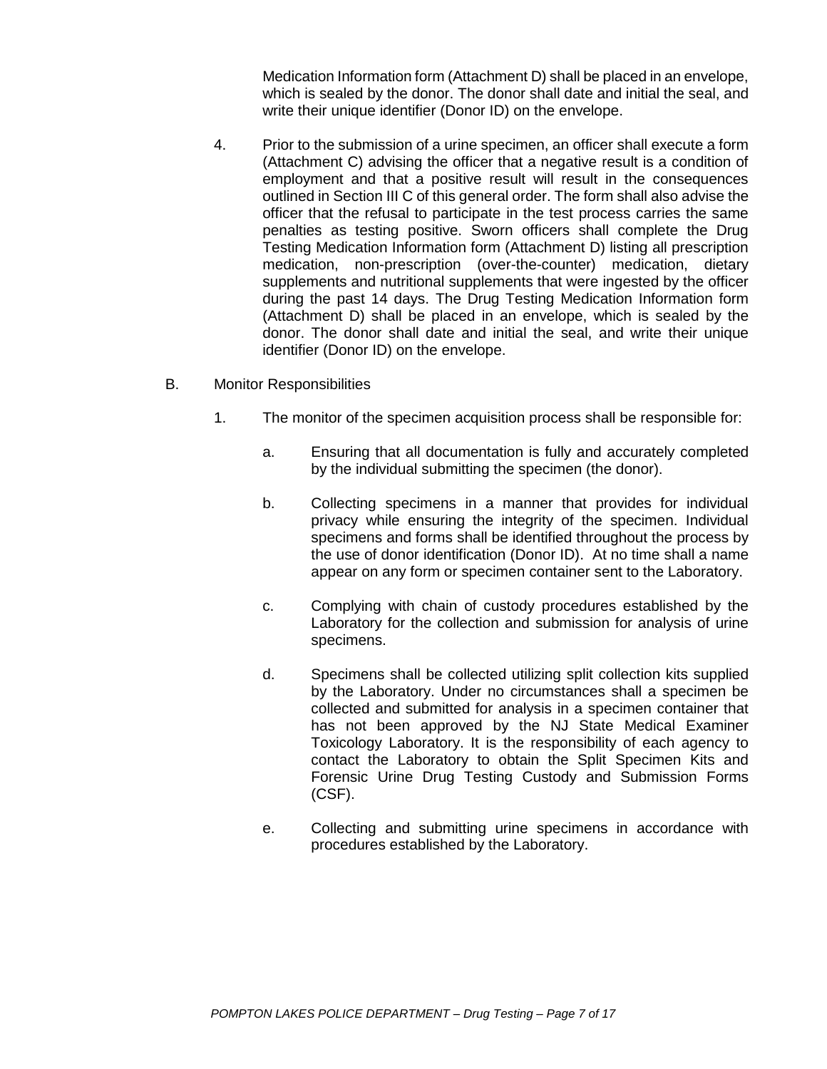Medication Information form (Attachment D) shall be placed in an envelope, which is sealed by the donor. The donor shall date and initial the seal, and write their unique identifier (Donor ID) on the envelope.

4. Prior to the submission of a urine specimen, an officer shall execute a form (Attachment C) advising the officer that a negative result is a condition of employment and that a positive result will result in the consequences outlined in Section III C of this general order. The form shall also advise the officer that the refusal to participate in the test process carries the same penalties as testing positive. Sworn officers shall complete the Drug Testing Medication Information form (Attachment D) listing all prescription medication, non-prescription (over-the-counter) medication, dietary supplements and nutritional supplements that were ingested by the officer during the past 14 days. The Drug Testing Medication Information form (Attachment D) shall be placed in an envelope, which is sealed by the donor. The donor shall date and initial the seal, and write their unique identifier (Donor ID) on the envelope.

B. Monitor Responsibilities

1. The monitor of the specimen acquisition process shall be responsible for:

   a. Ensuring that all documentation is fully and accurately completed by the individual submitting the specimen (the donor).

   b. Collecting specimens in a manner that provides for individual privacy while ensuring the integrity of the specimen. Individual specimens and forms shall be identified throughout the process by the use of donor identification (Donor ID). At no time shall a name appear on any form or specimen container sent to the Laboratory.

   c. Complying with chain of custody procedures established by the Laboratory for the collection and submission for analysis of urine specimens.

   d. Specimens shall be collected utilizing split collection kits supplied by the Laboratory. Under no circumstances shall a specimen be collected and submitted for analysis in a specimen container that has not been approved by the NJ State Medical Examiner Toxicology Laboratory. It is the responsibility of each agency to contact the Laboratory to obtain the Split Specimen Kits and Forensic Urine Drug Testing Custody and Submission Forms (CSF).

   e. Collecting and submitting urine specimens in accordance with procedures established by the Laboratory.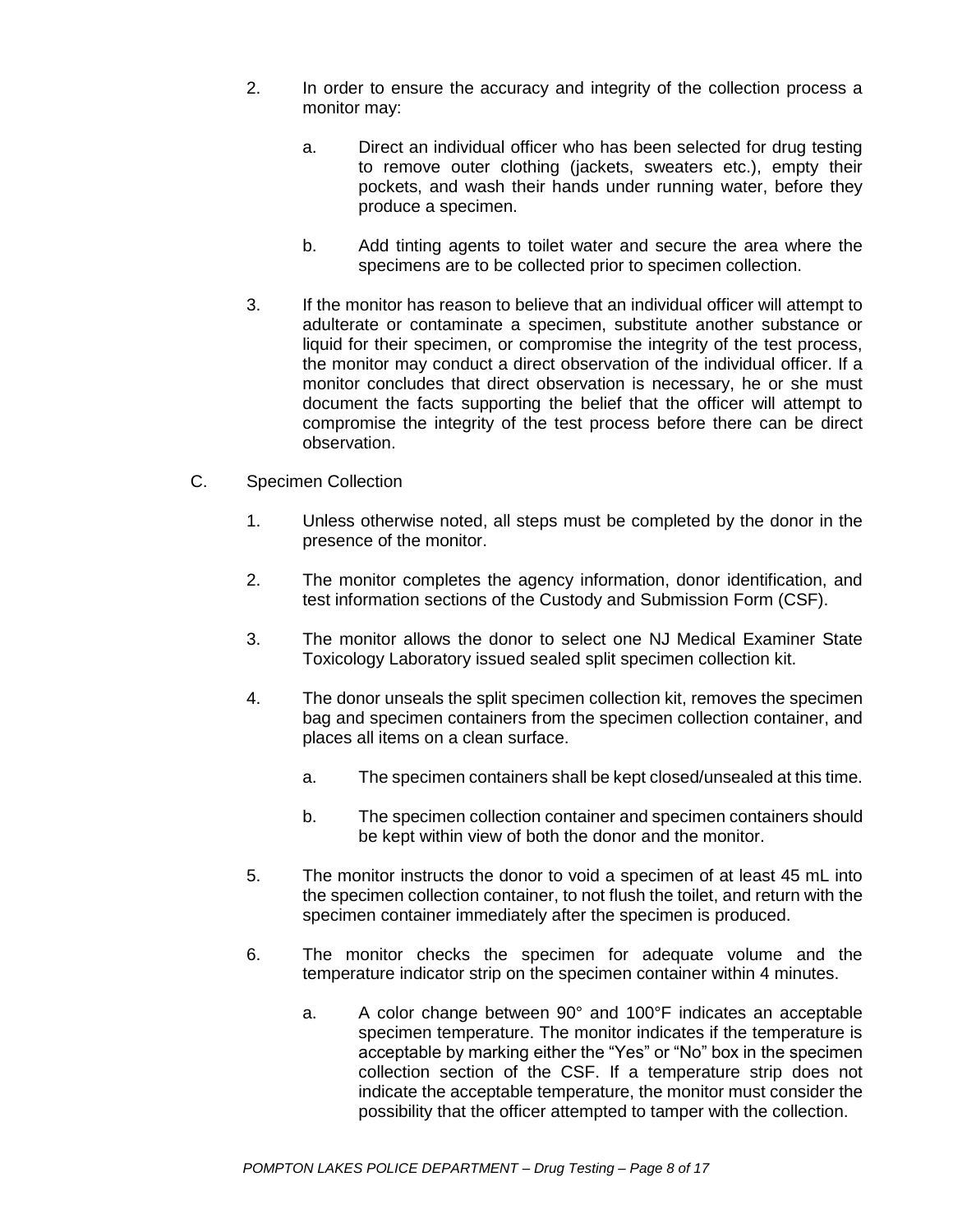2. In order to ensure the accuracy and integrity of the collection process a monitor may:

    a. Direct an individual officer who has been selected for drug testing to remove outer clothing (jackets, sweaters etc.), empty their pockets, and wash their hands under running water, before they produce a specimen.

    b. Add tinting agents to toilet water and secure the area where the specimens are to be collected prior to specimen collection.

3. If the monitor has reason to believe that an individual officer will attempt to adulterate or contaminate a specimen, substitute another substance or liquid for their specimen, or compromise the integrity of the test process, the monitor may conduct a direct observation of the individual officer. If a monitor concludes that direct observation is necessary, he or she must document the facts supporting the belief that the officer will attempt to compromise the integrity of the test process before there can be direct observation.

C. Specimen Collection

1. Unless otherwise noted, all steps must be completed by the donor in the presence of the monitor.

2. The monitor completes the agency information, donor identification, and test information sections of the Custody and Submission Form (CSF).

3. The monitor allows the donor to select one NJ Medical Examiner State Toxicology Laboratory issued sealed split specimen collection kit.

4. The donor unseals the split specimen collection kit, removes the specimen bag and specimen containers from the specimen collection container, and places all items on a clean surface.

    a. The specimen containers shall be kept closed/unsealed at this time.

    b. The specimen collection container and specimen containers should be kept within view of both the donor and the monitor.

5. The monitor instructs the donor to void a specimen of at least 45 mL into the specimen collection container, to not flush the toilet, and return with the specimen container immediately after the specimen is produced.

6. The monitor checks the specimen for adequate volume and the temperature indicator strip on the specimen container within 4 minutes.

    a. A color change between 90° and 100°F indicates an acceptable specimen temperature. The monitor indicates if the temperature is acceptable by marking either the "Yes" or "No" box in the specimen collection section of the CSF. If a temperature strip does not indicate the acceptable temperature, the monitor must consider the possibility that the officer attempted to tamper with the collection.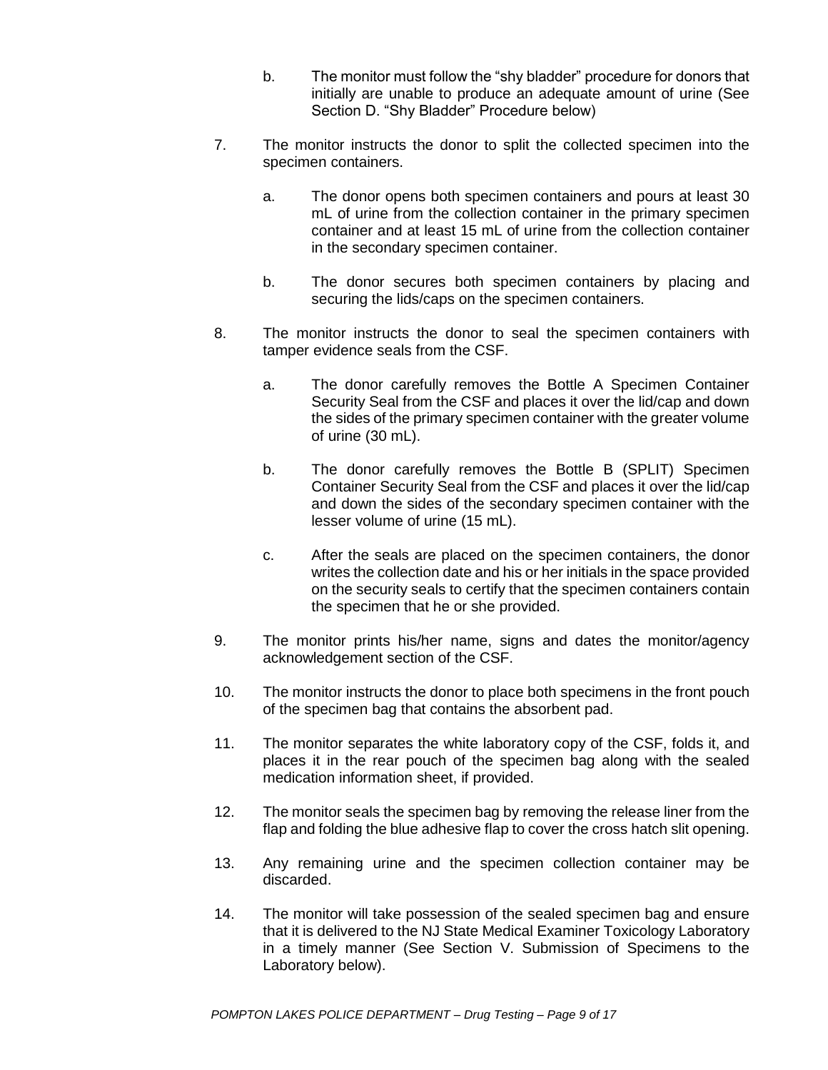b. The monitor must follow the "shy bladder" procedure for donors that initially are unable to produce an adequate amount of urine (See Section D. "Shy Bladder" Procedure below)

7. The monitor instructs the donor to split the collected specimen into the specimen containers.

   a. The donor opens both specimen containers and pours at least 30 mL of urine from the collection container in the primary specimen container and at least 15 mL of urine from the collection container in the secondary specimen container.

   b. The donor secures both specimen containers by placing and securing the lids/caps on the specimen containers.

8. The monitor instructs the donor to seal the specimen containers with tamper evidence seals from the CSF.

   a. The donor carefully removes the Bottle A Specimen Container Security Seal from the CSF and places it over the lid/cap and down the sides of the primary specimen container with the greater volume of urine (30 mL).

   b. The donor carefully removes the Bottle B (SPLIT) Specimen Container Security Seal from the CSF and places it over the lid/cap and down the sides of the secondary specimen container with the lesser volume of urine (15 mL).

   c. After the seals are placed on the specimen containers, the donor writes the collection date and his or her initials in the space provided on the security seals to certify that the specimen containers contain the specimen that he or she provided.

9. The monitor prints his/her name, signs and dates the monitor/agency acknowledgement section of the CSF.

10. The monitor instructs the donor to place both specimens in the front pouch of the specimen bag that contains the absorbent pad.

11. The monitor separates the white laboratory copy of the CSF, folds it, and places it in the rear pouch of the specimen bag along with the sealed medication information sheet, if provided.

12. The monitor seals the specimen bag by removing the release liner from the flap and folding the blue adhesive flap to cover the cross hatch slit opening.

13. Any remaining urine and the specimen collection container may be discarded.

14. The monitor will take possession of the sealed specimen bag and ensure that it is delivered to the NJ State Medical Examiner Toxicology Laboratory in a timely manner (See Section V. Submission of Specimens to the Laboratory below).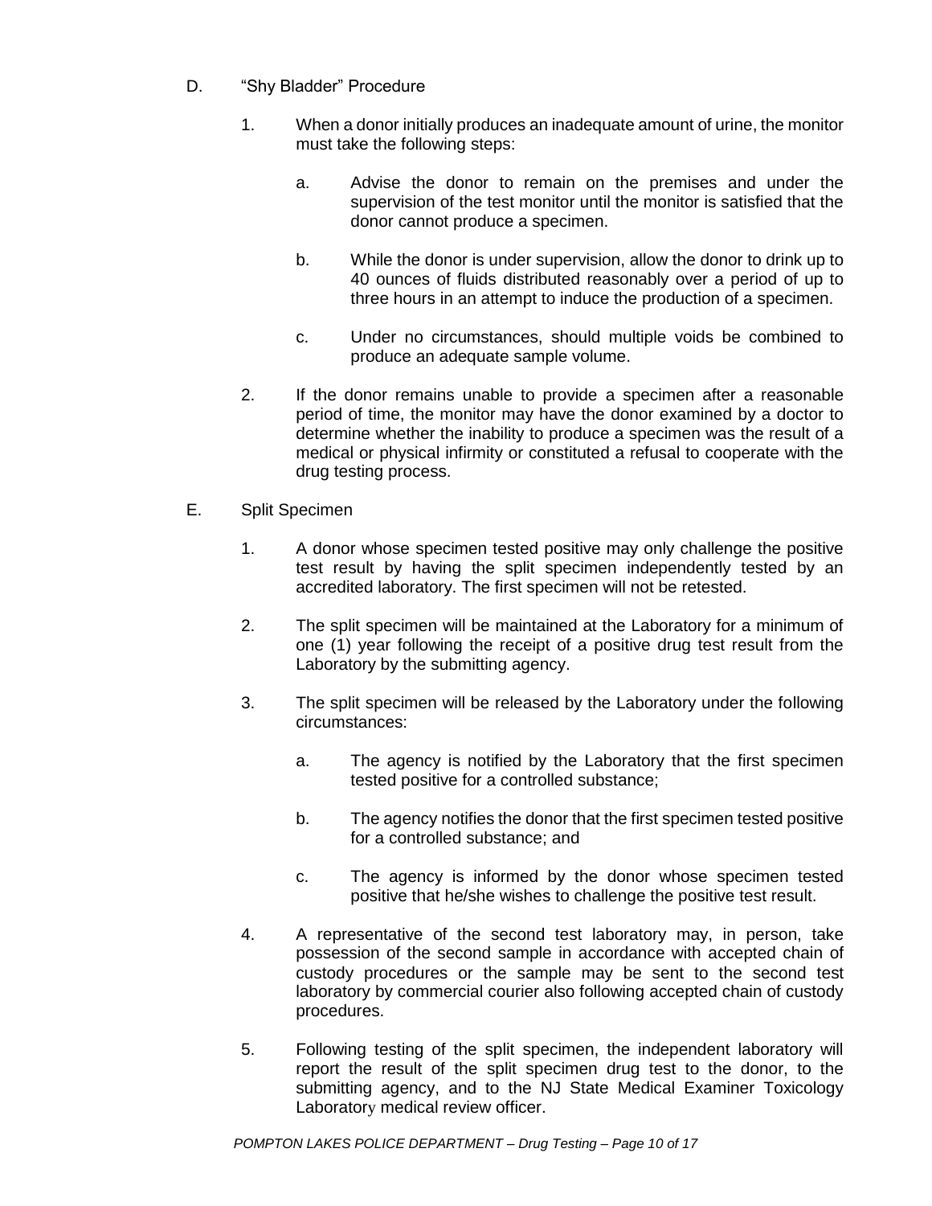D. "Shy Bladder" Procedure

1. When a donor initially produces an inadequate amount of urine, the monitor must take the following steps:

   a. Advise the donor to remain on the premises and under the supervision of the test monitor until the monitor is satisfied that the donor cannot produce a specimen.

   b. While the donor is under supervision, allow the donor to drink up to 40 ounces of fluids distributed reasonably over a period of up to three hours in an attempt to induce the production of a specimen.

   c. Under no circumstances, should multiple voids be combined to produce an adequate sample volume.

2. If the donor remains unable to provide a specimen after a reasonable period of time, the monitor may have the donor examined by a doctor to determine whether the inability to produce a specimen was the result of a medical or physical infirmity or constituted a refusal to cooperate with the drug testing process.

E. Split Specimen

1. A donor whose specimen tested positive may only challenge the positive test result by having the split specimen independently tested by an accredited laboratory. The first specimen will not be retested.

2. The split specimen will be maintained at the Laboratory for a minimum of one (1) year following the receipt of a positive drug test result from the Laboratory by the submitting agency.

3. The split specimen will be released by the Laboratory under the following circumstances:

   a. The agency is notified by the Laboratory that the first specimen tested positive for a controlled substance;

   b. The agency notifies the donor that the first specimen tested positive for a controlled substance; and

   c. The agency is informed by the donor whose specimen tested positive that he/she wishes to challenge the positive test result.

4. A representative of the second test laboratory may, in person, take possession of the second sample in accordance with accepted chain of custody procedures or the sample may be sent to the second test laboratory by commercial courier also following accepted chain of custody procedures.

5. Following testing of the split specimen, the independent laboratory will report the result of the split specimen drug test to the donor, to the submitting agency, and to the NJ State Medical Examiner Toxicology Laboratory medical review officer.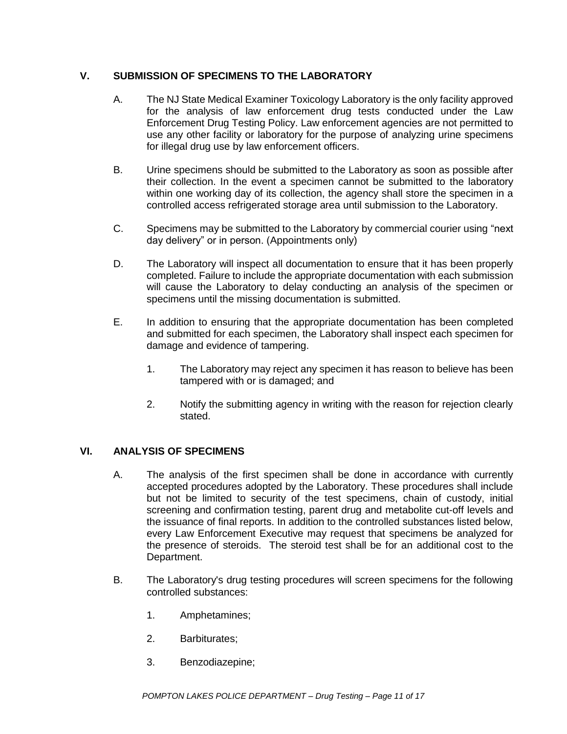## V. SUBMISSION OF SPECIMENS TO THE LABORATORY

A. The NJ State Medical Examiner Toxicology Laboratory is the only facility approved for the analysis of law enforcement drug tests conducted under the Law Enforcement Drug Testing Policy. Law enforcement agencies are not permitted to use any other facility or laboratory for the purpose of analyzing urine specimens for illegal drug use by law enforcement officers.

B. Urine specimens should be submitted to the Laboratory as soon as possible after their collection. In the event a specimen cannot be submitted to the laboratory within one working day of its collection, the agency shall store the specimen in a controlled access refrigerated storage area until submission to the Laboratory.

C. Specimens may be submitted to the Laboratory by commercial courier using "next day delivery" or in person. (Appointments only)

D. The Laboratory will inspect all documentation to ensure that it has been properly completed. Failure to include the appropriate documentation with each submission will cause the Laboratory to delay conducting an analysis of the specimen or specimens until the missing documentation is submitted.

E. In addition to ensuring that the appropriate documentation has been completed and submitted for each specimen, the Laboratory shall inspect each specimen for damage and evidence of tampering.

1. The Laboratory may reject any specimen it has reason to believe has been tampered with or is damaged; and
2. Notify the submitting agency in writing with the reason for rejection clearly stated.

## VI. ANALYSIS OF SPECIMENS

A. The analysis of the first specimen shall be done in accordance with currently accepted procedures adopted by the Laboratory. These procedures shall include but not be limited to security of the test specimens, chain of custody, initial screening and confirmation testing, parent drug and metabolite cut-off levels and the issuance of final reports. In addition to the controlled substances listed below, every Law Enforcement Executive may request that specimens be analyzed for the presence of steroids. The steroid test shall be for an additional cost to the Department.

B. The Laboratory's drug testing procedures will screen specimens for the following controlled substances:

1. Amphetamines;
2. Barbiturates;
3. Benzodiazepine;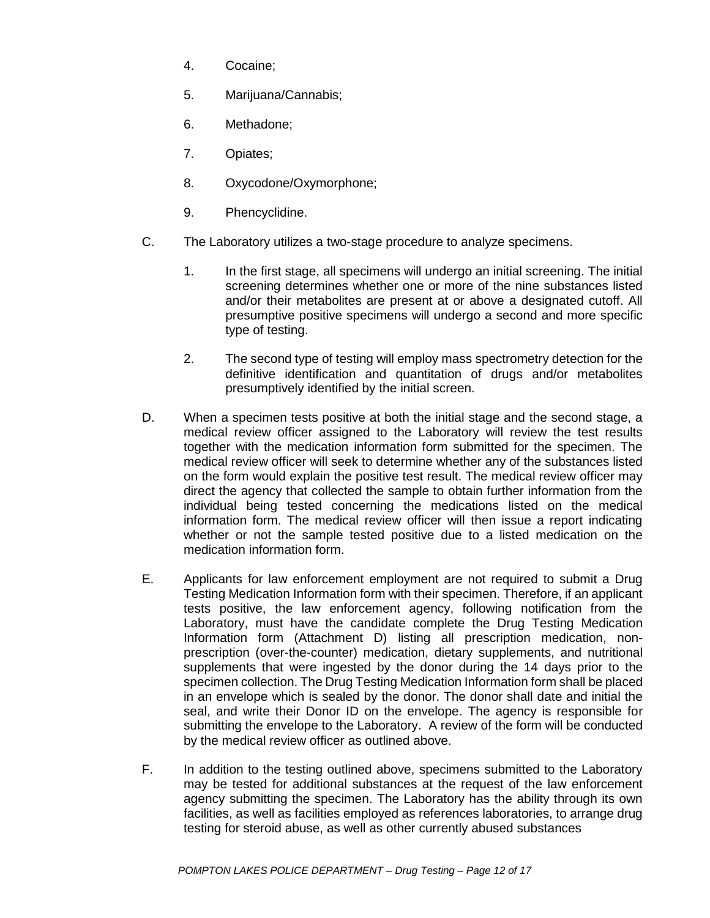4. Cocaine;

5. Marijuana/Cannabis;

6. Methadone;

7. Opiates;

8. Oxycodone/Oxymorphone;

9. Phencyclidine.

C. The Laboratory utilizes a two-stage procedure to analyze specimens.

   1. In the first stage, all specimens will undergo an initial screening. The initial screening determines whether one or more of the nine substances listed and/or their metabolites are present at or above a designated cutoff. All presumptive positive specimens will undergo a second and more specific type of testing.

   2. The second type of testing will employ mass spectrometry detection for the definitive identification and quantitation of drugs and/or metabolites presumptively identified by the initial screen.

D. When a specimen tests positive at both the initial stage and the second stage, a medical review officer assigned to the Laboratory will review the test results together with the medication information form submitted for the specimen. The medical review officer will seek to determine whether any of the substances listed on the form would explain the positive test result. The medical review officer may direct the agency that collected the sample to obtain further information from the individual being tested concerning the medications listed on the medical information form. The medical review officer will then issue a report indicating whether or not the sample tested positive due to a listed medication on the medication information form.

E. Applicants for law enforcement employment are not required to submit a Drug Testing Medication Information form with their specimen. Therefore, if an applicant tests positive, the law enforcement agency, following notification from the Laboratory, must have the candidate complete the Drug Testing Medication Information form (Attachment D) listing all prescription medication, non-prescription (over-the-counter) medication, dietary supplements, and nutritional supplements that were ingested by the donor during the 14 days prior to the specimen collection. The Drug Testing Medication Information form shall be placed in an envelope which is sealed by the donor. The donor shall date and initial the seal, and write their Donor ID on the envelope. The agency is responsible for submitting the envelope to the Laboratory. A review of the form will be conducted by the medical review officer as outlined above.

F. In addition to the testing outlined above, specimens submitted to the Laboratory may be tested for additional substances at the request of the law enforcement agency submitting the specimen. The Laboratory has the ability through its own facilities, as well as facilities employed as references laboratories, to arrange drug testing for steroid abuse, as well as other currently abused substances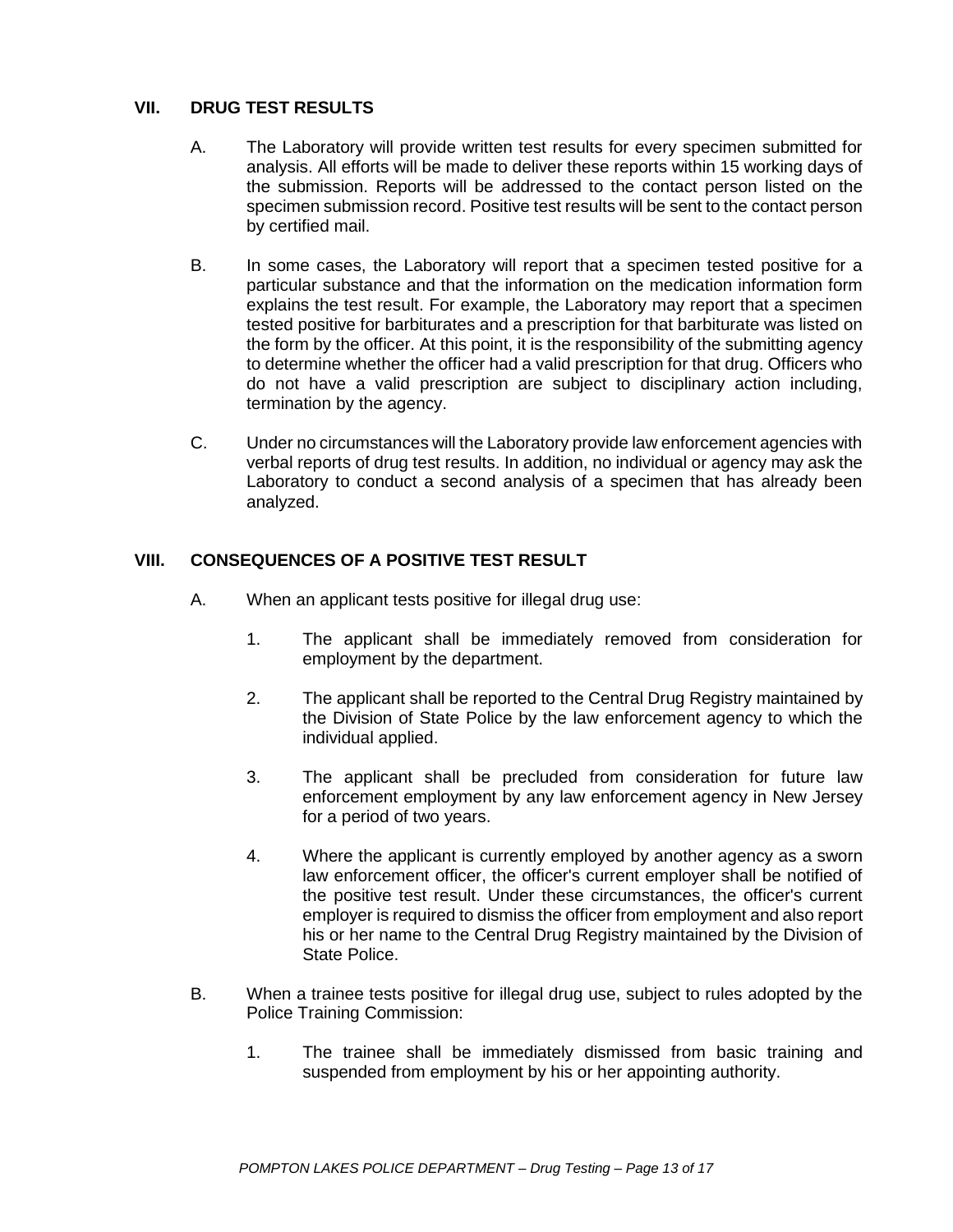## VII. DRUG TEST RESULTS

A. The Laboratory will provide written test results for every specimen submitted for analysis. All efforts will be made to deliver these reports within 15 working days of the submission. Reports will be addressed to the contact person listed on the specimen submission record. Positive test results will be sent to the contact person by certified mail.

B. In some cases, the Laboratory will report that a specimen tested positive for a particular substance and that the information on the medication information form explains the test result. For example, the Laboratory may report that a specimen tested positive for barbiturates and a prescription for that barbiturate was listed on the form by the officer. At this point, it is the responsibility of the submitting agency to determine whether the officer had a valid prescription for that drug. Officers who do not have a valid prescription are subject to disciplinary action including, termination by the agency.

C. Under no circumstances will the Laboratory provide law enforcement agencies with verbal reports of drug test results. In addition, no individual or agency may ask the Laboratory to conduct a second analysis of a specimen that has already been analyzed.

## VIII. CONSEQUENCES OF A POSITIVE TEST RESULT

A. When an applicant tests positive for illegal drug use:

1. The applicant shall be immediately removed from consideration for employment by the department.

2. The applicant shall be reported to the Central Drug Registry maintained by the Division of State Police by the law enforcement agency to which the individual applied.

3. The applicant shall be precluded from consideration for future law enforcement employment by any law enforcement agency in New Jersey for a period of two years.

4. Where the applicant is currently employed by another agency as a sworn law enforcement officer, the officer's current employer shall be notified of the positive test result. Under these circumstances, the officer's current employer is required to dismiss the officer from employment and also report his or her name to the Central Drug Registry maintained by the Division of State Police.

B. When a trainee tests positive for illegal drug use, subject to rules adopted by the Police Training Commission:

1. The trainee shall be immediately dismissed from basic training and suspended from employment by his or her appointing authority.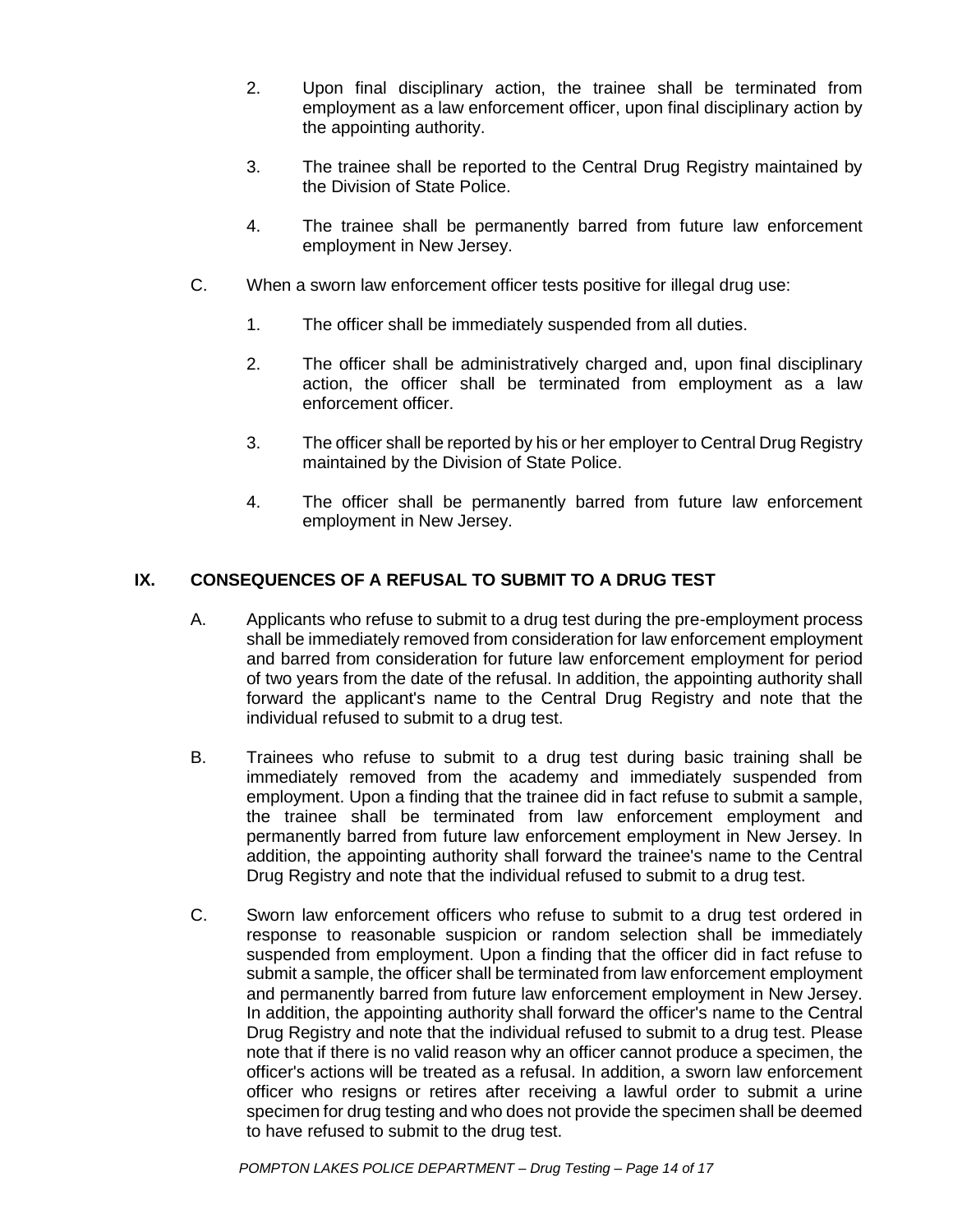2. Upon final disciplinary action, the trainee shall be terminated from employment as a law enforcement officer, upon final disciplinary action by the appointing authority.

3. The trainee shall be reported to the Central Drug Registry maintained by the Division of State Police.

4. The trainee shall be permanently barred from future law enforcement employment in New Jersey.

C. When a sworn law enforcement officer tests positive for illegal drug use:

1. The officer shall be immediately suspended from all duties.

2. The officer shall be administratively charged and, upon final disciplinary action, the officer shall be terminated from employment as a law enforcement officer.

3. The officer shall be reported by his or her employer to Central Drug Registry maintained by the Division of State Police.

4. The officer shall be permanently barred from future law enforcement employment in New Jersey.

## IX. CONSEQUENCES OF A REFUSAL TO SUBMIT TO A DRUG TEST

A. Applicants who refuse to submit to a drug test during the pre-employment process shall be immediately removed from consideration for law enforcement employment and barred from consideration for future law enforcement employment for period of two years from the date of the refusal. In addition, the appointing authority shall forward the applicant's name to the Central Drug Registry and note that the individual refused to submit to a drug test.

B. Trainees who refuse to submit to a drug test during basic training shall be immediately removed from the academy and immediately suspended from employment. Upon a finding that the trainee did in fact refuse to submit a sample, the trainee shall be terminated from law enforcement employment and permanently barred from future law enforcement employment in New Jersey. In addition, the appointing authority shall forward the trainee's name to the Central Drug Registry and note that the individual refused to submit to a drug test.

C. Sworn law enforcement officers who refuse to submit to a drug test ordered in response to reasonable suspicion or random selection shall be immediately suspended from employment. Upon a finding that the officer did in fact refuse to submit a sample, the officer shall be terminated from law enforcement employment and permanently barred from future law enforcement employment in New Jersey. In addition, the appointing authority shall forward the officer's name to the Central Drug Registry and note that the individual refused to submit to a drug test. Please note that if there is no valid reason why an officer cannot produce a specimen, the officer's actions will be treated as a refusal. In addition, a sworn law enforcement officer who resigns or retires after receiving a lawful order to submit a urine specimen for drug testing and who does not provide the specimen shall be deemed to have refused to submit to the drug test.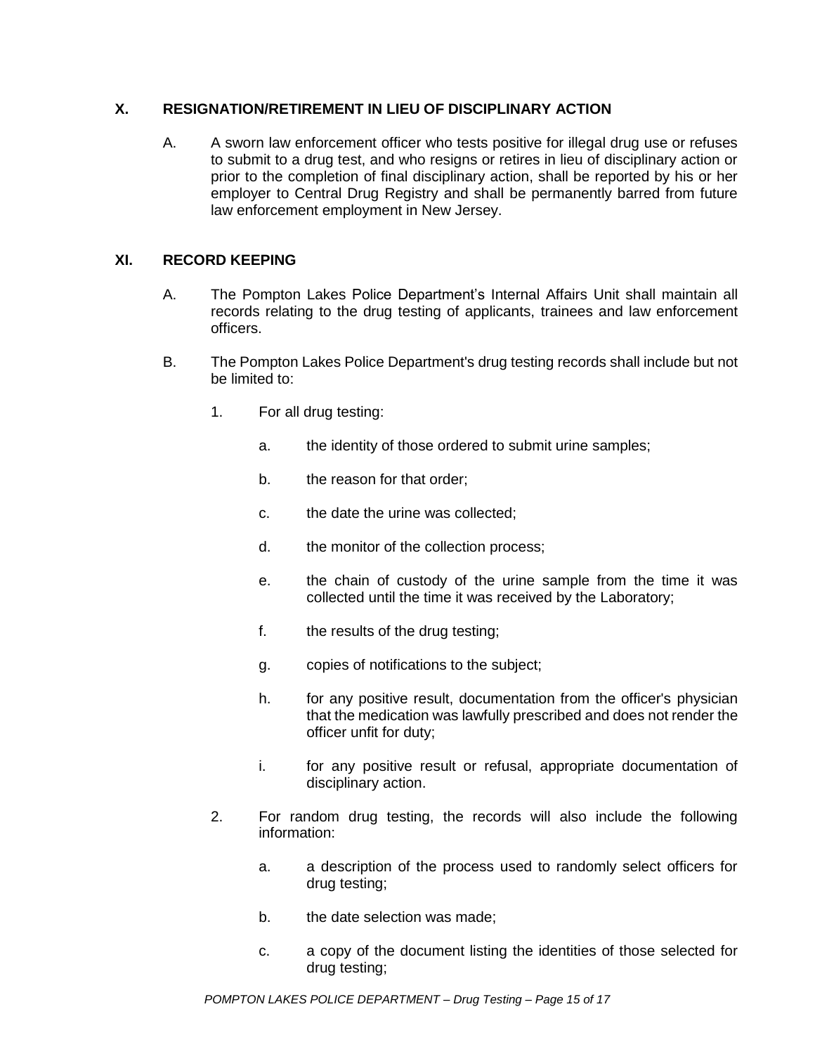## X. RESIGNATION/RETIREMENT IN LIEU OF DISCIPLINARY ACTION

A. A sworn law enforcement officer who tests positive for illegal drug use or refuses to submit to a drug test, and who resigns or retires in lieu of disciplinary action or prior to the completion of final disciplinary action, shall be reported by his or her employer to Central Drug Registry and shall be permanently barred from future law enforcement employment in New Jersey.

## XI. RECORD KEEPING

A. The Pompton Lakes Police Department's Internal Affairs Unit shall maintain all records relating to the drug testing of applicants, trainees and law enforcement officers.

B. The Pompton Lakes Police Department's drug testing records shall include but not be limited to:

1. For all drug testing:

   a. the identity of those ordered to submit urine samples;

   b. the reason for that order;

   c. the date the urine was collected;

   d. the monitor of the collection process;

   e. the chain of custody of the urine sample from the time it was collected until the time it was received by the Laboratory;

   f. the results of the drug testing;

   g. copies of notifications to the subject;

   h. for any positive result, documentation from the officer's physician that the medication was lawfully prescribed and does not render the officer unfit for duty;

   i. for any positive result or refusal, appropriate documentation of disciplinary action.

2. For random drug testing, the records will also include the following information:

   a. a description of the process used to randomly select officers for drug testing;

   b. the date selection was made;

   c. a copy of the document listing the identities of those selected for drug testing;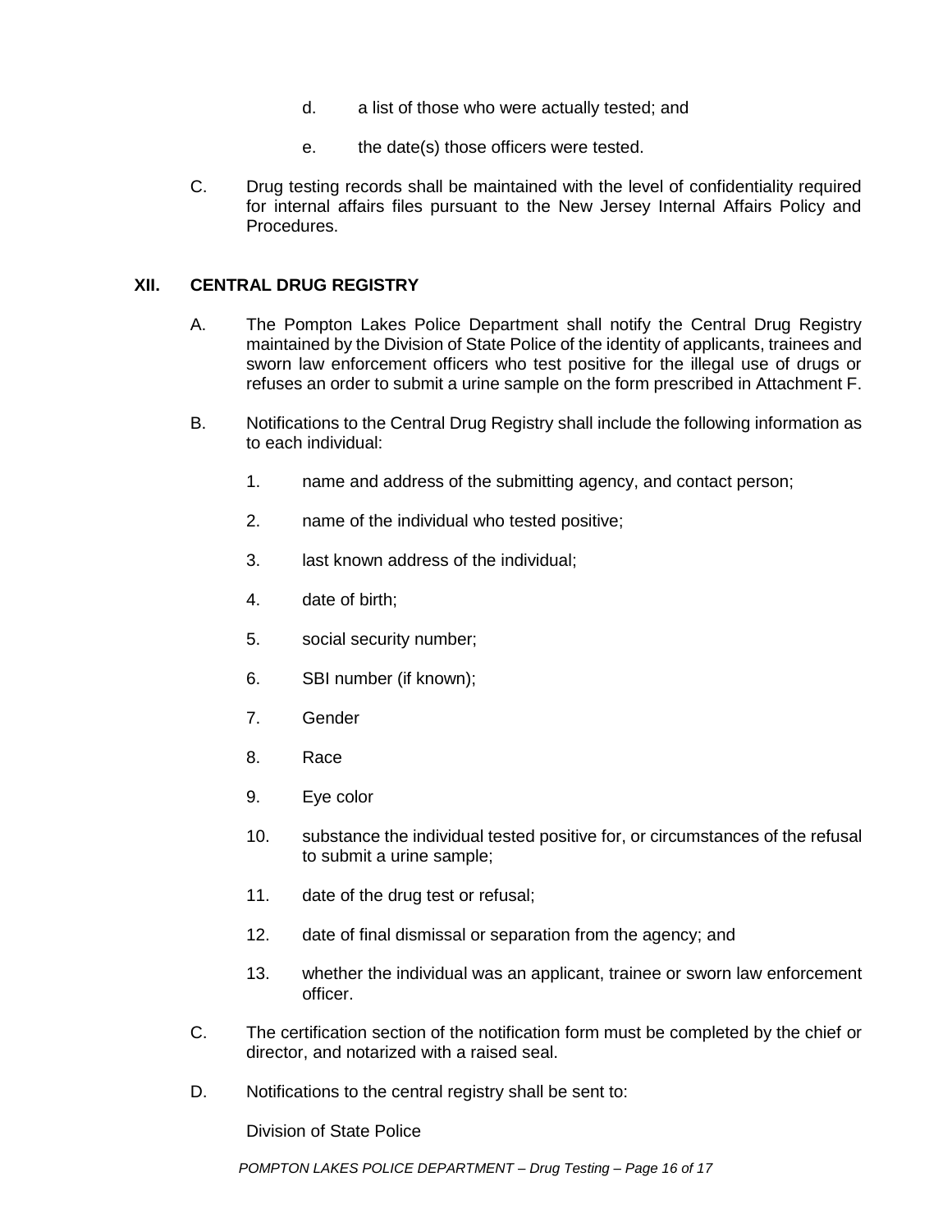d. a list of those who were actually tested; and

e. the date(s) those officers were tested.

C. Drug testing records shall be maintained with the level of confidentiality required for internal affairs files pursuant to the New Jersey Internal Affairs Policy and Procedures.

## XII. CENTRAL DRUG REGISTRY

A. The Pompton Lakes Police Department shall notify the Central Drug Registry maintained by the Division of State Police of the identity of applicants, trainees and sworn law enforcement officers who test positive for the illegal use of drugs or refuses an order to submit a urine sample on the form prescribed in Attachment F.

B. Notifications to the Central Drug Registry shall include the following information as to each individual:

1. name and address of the submitting agency, and contact person;
2. name of the individual who tested positive;
3. last known address of the individual;
4. date of birth;
5. social security number;
6. SBI number (if known);
7. Gender
8. Race
9. Eye color
10. substance the individual tested positive for, or circumstances of the refusal to submit a urine sample;
11. date of the drug test or refusal;
12. date of final dismissal or separation from the agency; and
13. whether the individual was an applicant, trainee or sworn law enforcement officer.

C. The certification section of the notification form must be completed by the chief or director, and notarized with a raised seal.

D. Notifications to the central registry shall be sent to:

Division of State Police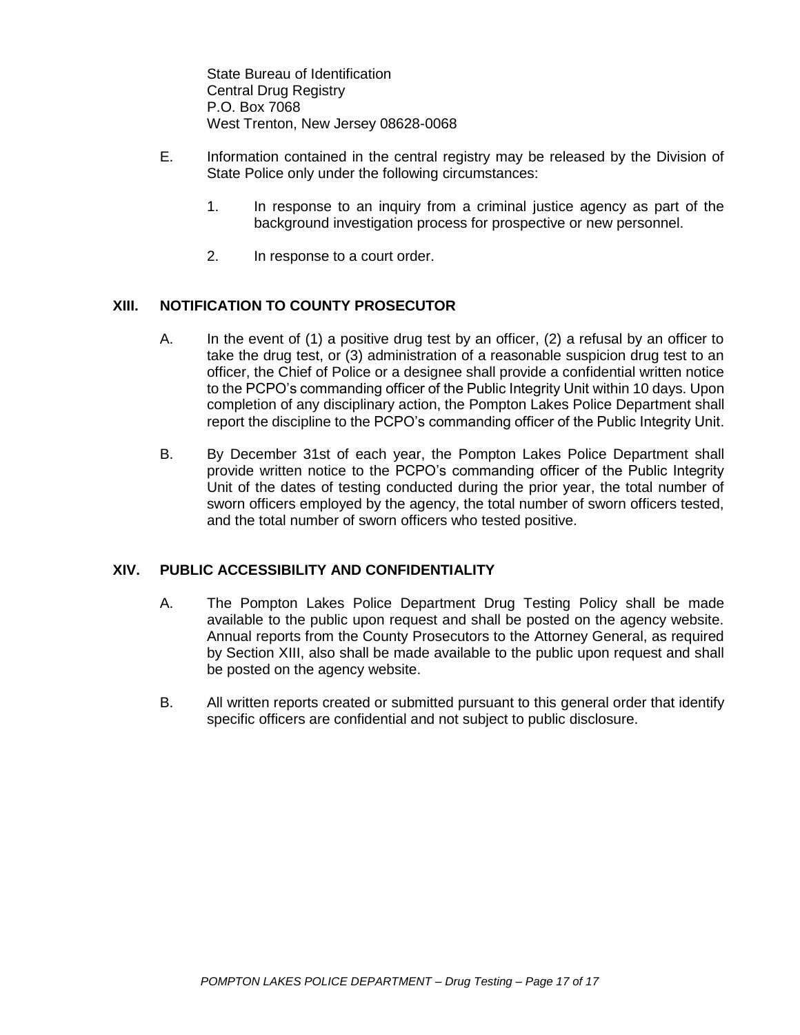State Bureau of Identification
Central Drug Registry
P.O. Box 7068
West Trenton, New Jersey 08628-0068

E. Information contained in the central registry may be released by the Division of State Police only under the following circumstances:

   1. In response to an inquiry from a criminal justice agency as part of the background investigation process for prospective or new personnel.

   2. In response to a court order.

## XIII. NOTIFICATION TO COUNTY PROSECUTOR

A. In the event of (1) a positive drug test by an officer, (2) a refusal by an officer to take the drug test, or (3) administration of a reasonable suspicion drug test to an officer, the Chief of Police or a designee shall provide a confidential written notice to the PCPO's commanding officer of the Public Integrity Unit within 10 days. Upon completion of any disciplinary action, the Pompton Lakes Police Department shall report the discipline to the PCPO's commanding officer of the Public Integrity Unit.

B. By December 31st of each year, the Pompton Lakes Police Department shall provide written notice to the PCPO's commanding officer of the Public Integrity Unit of the dates of testing conducted during the prior year, the total number of sworn officers employed by the agency, the total number of sworn officers tested, and the total number of sworn officers who tested positive.

## XIV. PUBLIC ACCESSIBILITY AND CONFIDENTIALITY

A. The Pompton Lakes Police Department Drug Testing Policy shall be made available to the public upon request and shall be posted on the agency website. Annual reports from the County Prosecutors to the Attorney General, as required by Section XIII, also shall be made available to the public upon request and shall be posted on the agency website.

B. All written reports created or submitted pursuant to this general order that identify specific officers are confidential and not subject to public disclosure.